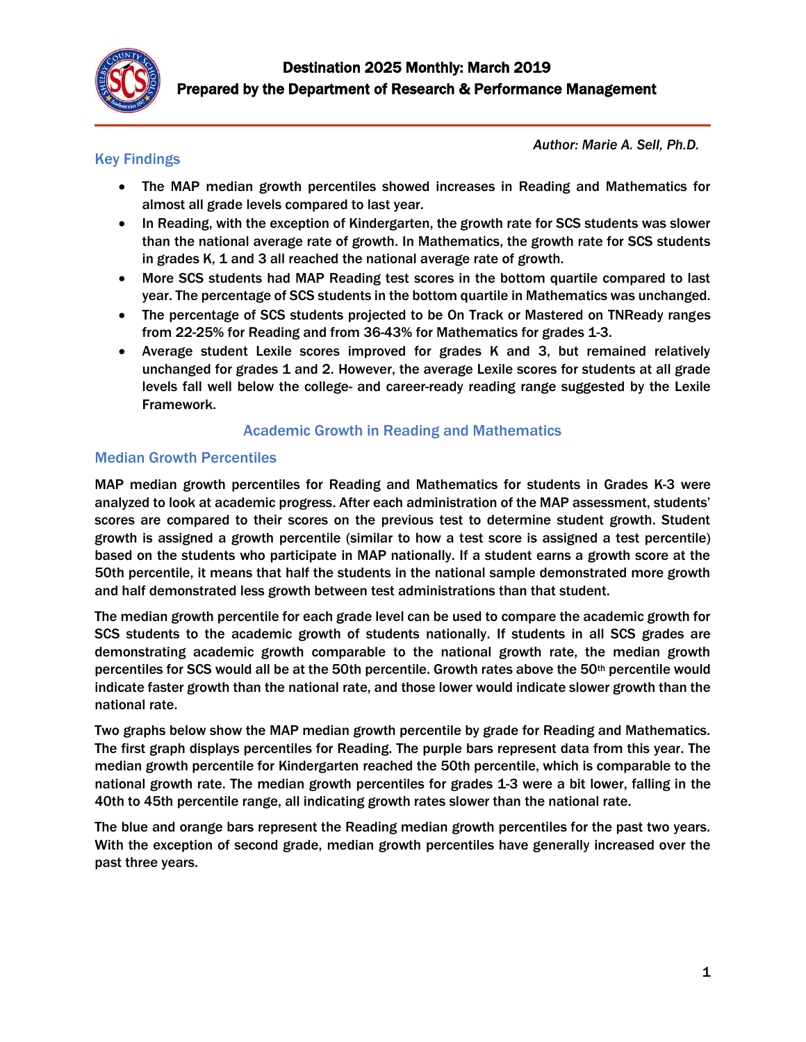# Destination 2025 Monthly: March 2019

## Prepared by the Department of Research & Performance Management

*Author: Marie A. Sell, Ph.D.*

## Key Findings

- The MAP median growth percentiles showed increases in Reading and Mathematics for almost all grade levels compared to last year.
- In Reading, with the exception of Kindergarten, the growth rate for SCS students was slower than the national average rate of growth. In Mathematics, the growth rate for SCS students in grades K, 1 and 3 all reached the national average rate of growth.
- More SCS students had MAP Reading test scores in the bottom quartile compared to last year. The percentage of SCS students in the bottom quartile in Mathematics was unchanged.
- The percentage of SCS students projected to be On Track or Mastered on TNReady ranges from 22-25% for Reading and from 36-43% for Mathematics for grades 1-3.
- Average student Lexile scores improved for grades K and 3, but remained relatively unchanged for grades 1 and 2. However, the average Lexile scores for students at all grade levels fall well below the college- and career-ready reading range suggested by the Lexile Framework.

## Academic Growth in Reading and Mathematics

### Median Growth Percentiles

MAP median growth percentiles for Reading and Mathematics for students in Grades K-3 were analyzed to look at academic progress. After each administration of the MAP assessment, students' scores are compared to their scores on the previous test to determine student growth. Student growth is assigned a growth percentile (similar to how a test score is assigned a test percentile) based on the students who participate in MAP nationally. If a student earns a growth score at the 50th percentile, it means that half the students in the national sample demonstrated more growth and half demonstrated less growth between test administrations than that student.

The median growth percentile for each grade level can be used to compare the academic growth for SCS students to the academic growth of students nationally. If students in all SCS grades are demonstrating academic growth comparable to the national growth rate, the median growth percentiles for SCS would all be at the 50th percentile. Growth rates above the 50th percentile would indicate faster growth than the national rate, and those lower would indicate slower growth than the national rate.

Two graphs below show the MAP median growth percentile by grade for Reading and Mathematics. The first graph displays percentiles for Reading. The purple bars represent data from this year. The median growth percentile for Kindergarten reached the 50th percentile, which is comparable to the national growth rate. The median growth percentiles for grades 1-3 were a bit lower, falling in the 40th to 45th percentile range, all indicating growth rates slower than the national rate.

The blue and orange bars represent the Reading median growth percentiles for the past two years. With the exception of second grade, median growth percentiles have generally increased over the past three years.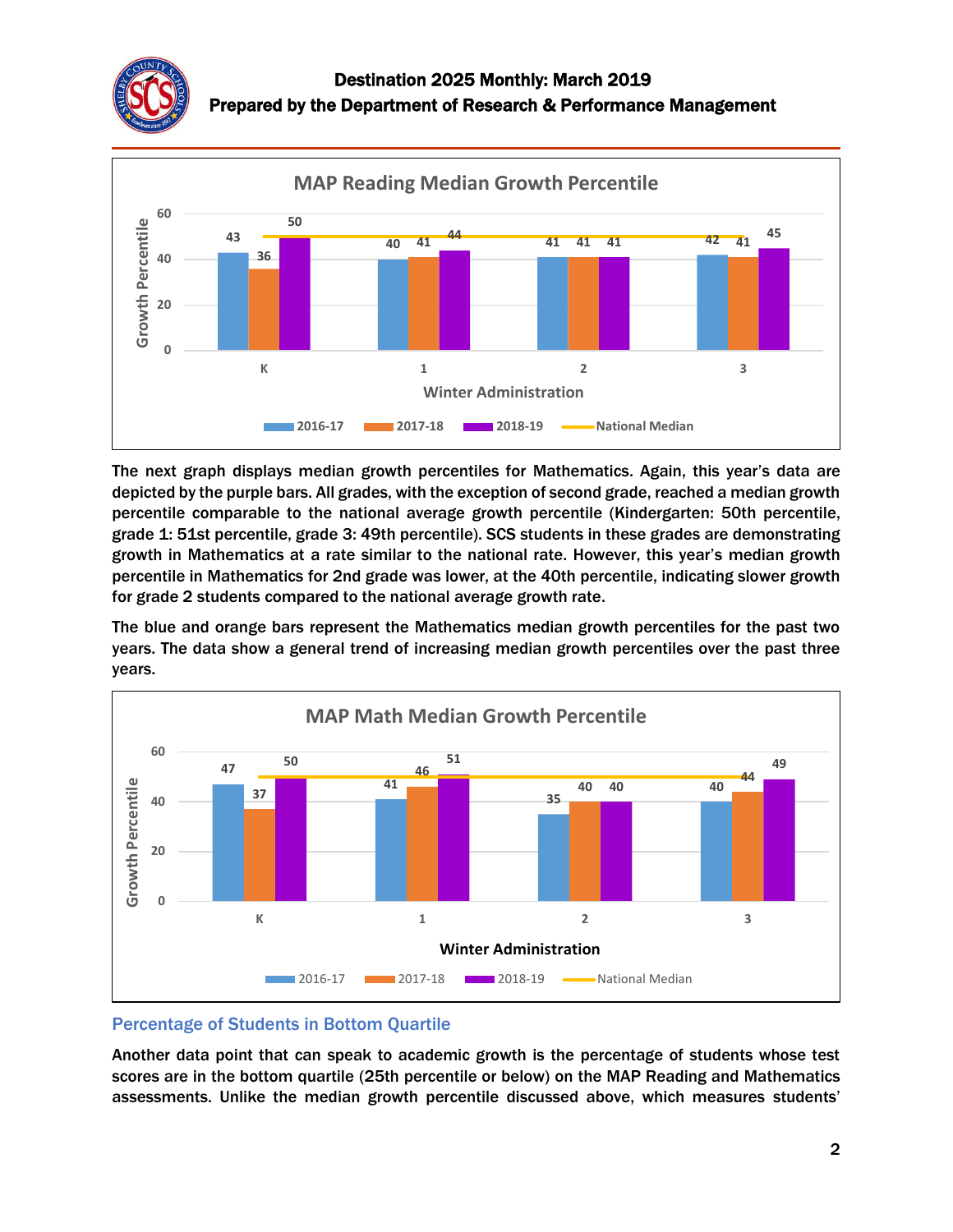# Destination 2025 Monthly: March 2019

## Prepared by the Department of Research & Performance Management

**MAP Reading Median Growth Percentile**

| Winter Administration | 2016-17 | 2017-18 | 2018-19 |
|---|---|---|---|
| K | 43 | 36 | 50 |
| 1 | 40 | 41 | 44 |
| 2 | 41 | 41 | 41 |
| 3 | 42 | 41 | 45 |

The next graph displays median growth percentiles for Mathematics. Again, this year's data are depicted by the purple bars. All grades, with the exception of second grade, reached a median growth percentile comparable to the national average growth percentile (Kindergarten: 50th percentile, grade 1: 51st percentile, grade 3: 49th percentile). SCS students in these grades are demonstrating growth in Mathematics at a rate similar to the national rate. However, this year's median growth percentile in Mathematics for 2nd grade was lower, at the 40th percentile, indicating slower growth for grade 2 students compared to the national average growth rate.

The blue and orange bars represent the Mathematics median growth percentiles for the past two years. The data show a general trend of increasing median growth percentiles over the past three years.

**MAP Math Median Growth Percentile**

| Winter Administration | 2016-17 | 2017-18 | 2018-19 |
|---|---|---|---|
| K | 47 | 37 | 50 |
| 1 | 41 | 46 | 51 |
| 2 | 35 | 40 | 40 |
| 3 | 40 | 44 | 49 |

### Percentage of Students in Bottom Quartile

Another data point that can speak to academic growth is the percentage of students whose test scores are in the bottom quartile (25th percentile or below) on the MAP Reading and Mathematics assessments. Unlike the median growth percentile discussed above, which measures students'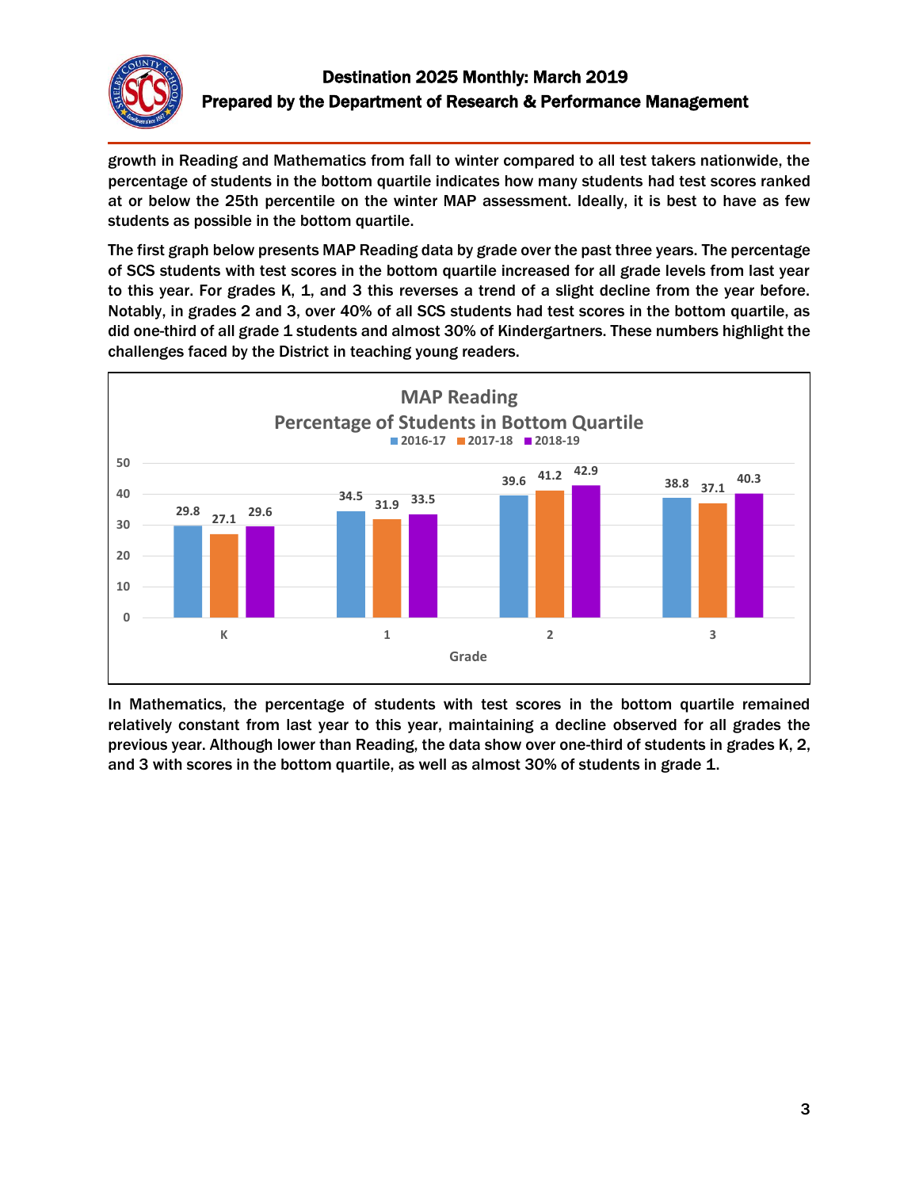growth in Reading and Mathematics from fall to winter compared to all test takers nationwide, the percentage of students in the bottom quartile indicates how many students had test scores ranked at or below the 25th percentile on the winter MAP assessment. Ideally, it is best to have as few students as possible in the bottom quartile.

The first graph below presents MAP Reading data by grade over the past three years. The percentage of SCS students with test scores in the bottom quartile increased for all grade levels from last year to this year. For grades K, 1, and 3 this reverses a trend of a slight decline from the year before. Notably, in grades 2 and 3, over 40% of all SCS students had test scores in the bottom quartile, as did one-third of all grade 1 students and almost 30% of Kindergartners. These numbers highlight the challenges faced by the District in teaching young readers.

**MAP Reading**
**Percentage of Students in Bottom Quartile**

| Grade | 2016-17 | 2017-18 | 2018-19 |
|---|---|---|---|
| K | 29.8 | 27.1 | 29.6 |
| 1 | 34.5 | 31.9 | 33.5 |
| 2 | 39.6 | 41.2 | 42.9 |
| 3 | 38.8 | 37.1 | 40.3 |

In Mathematics, the percentage of students with test scores in the bottom quartile remained relatively constant from last year to this year, maintaining a decline observed for all grades the previous year. Although lower than Reading, the data show over one-third of students in grades K, 2, and 3 with scores in the bottom quartile, as well as almost 30% of students in grade 1.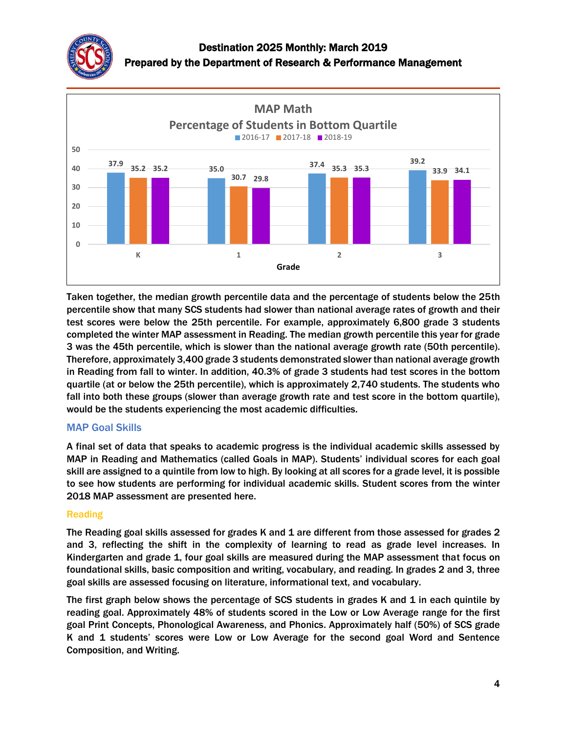**MAP Math**

**Percentage of Students in Bottom Quartile**

| Grade | 2016-17 | 2017-18 | 2018-19 |
| --- | --- | --- | --- |
| K | 37.9 | 35.2 | 35.2 |
| 1 | 35.0 | 30.7 | 29.8 |
| 2 | 37.4 | 35.3 | 35.3 |
| 3 | 39.2 | 33.9 | 34.1 |

Taken together, the median growth percentile data and the percentage of students below the 25th percentile show that many SCS students had slower than national average rates of growth and their test scores were below the 25th percentile. For example, approximately 6,800 grade 3 students completed the winter MAP assessment in Reading. The median growth percentile this year for grade 3 was the 45th percentile, which is slower than the national average growth rate (50th percentile). Therefore, approximately 3,400 grade 3 students demonstrated slower than national average growth in Reading from fall to winter. In addition, 40.3% of grade 3 students had test scores in the bottom quartile (at or below the 25th percentile), which is approximately 2,740 students. The students who fall into both these groups (slower than average growth rate and test score in the bottom quartile), would be the students experiencing the most academic difficulties.

## MAP Goal Skills

A final set of data that speaks to academic progress is the individual academic skills assessed by MAP in Reading and Mathematics (called Goals in MAP). Students' individual scores for each goal skill are assigned to a quintile from low to high. By looking at all scores for a grade level, it is possible to see how students are performing for individual academic skills. Student scores from the winter 2018 MAP assessment are presented here.

### Reading

The Reading goal skills assessed for grades K and 1 are different from those assessed for grades 2 and 3, reflecting the shift in the complexity of learning to read as grade level increases. In Kindergarten and grade 1, four goal skills are measured during the MAP assessment that focus on foundational skills, basic composition and writing, vocabulary, and reading. In grades 2 and 3, three goal skills are assessed focusing on literature, informational text, and vocabulary.

The first graph below shows the percentage of SCS students in grades K and 1 in each quintile by reading goal. Approximately 48% of students scored in the Low or Low Average range for the first goal Print Concepts, Phonological Awareness, and Phonics. Approximately half (50%) of SCS grade K and 1 students' scores were Low or Low Average for the second goal Word and Sentence Composition, and Writing.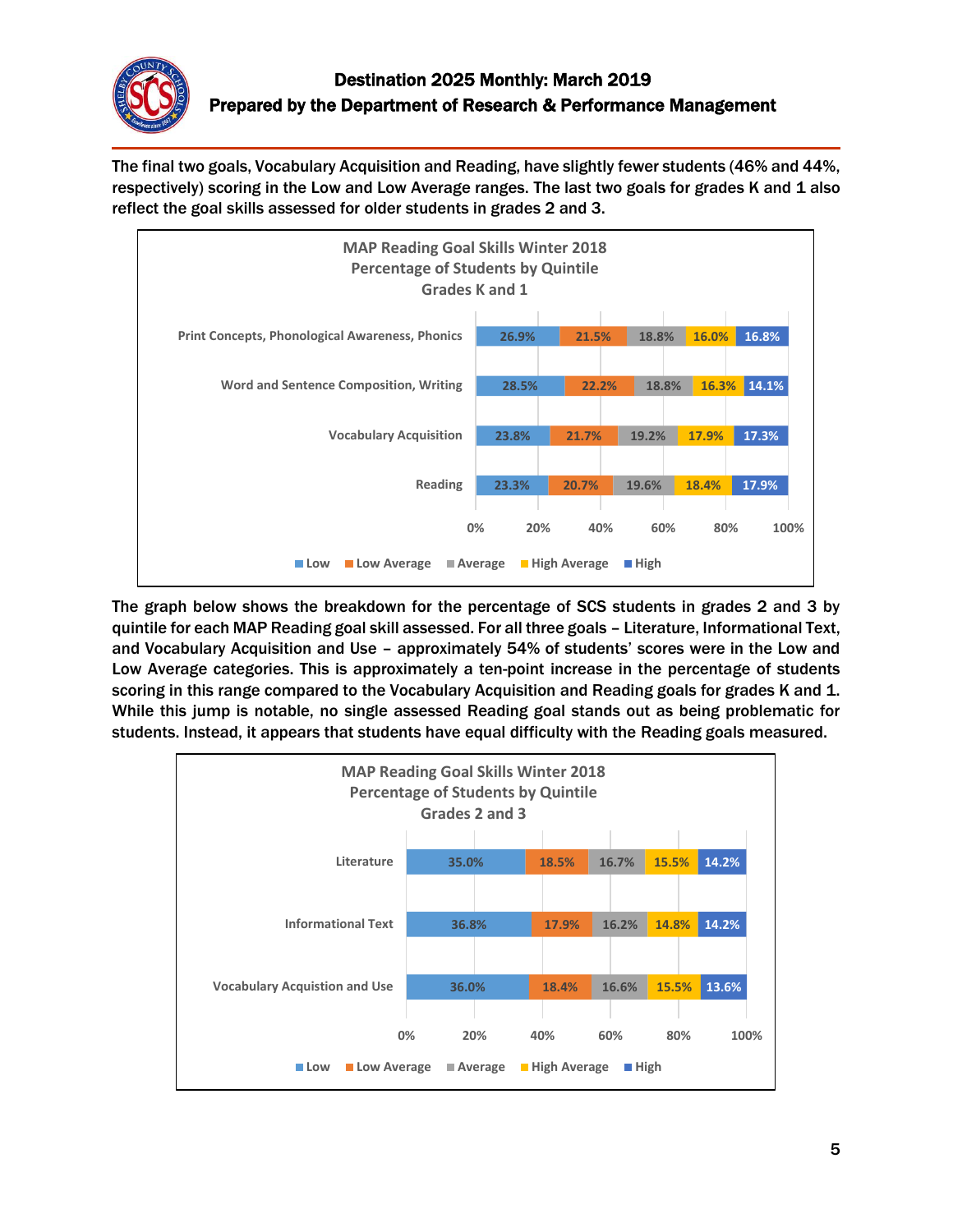The final two goals, Vocabulary Acquisition and Reading, have slightly fewer students (46% and 44%, respectively) scoring in the Low and Low Average ranges. The last two goals for grades K and 1 also reflect the goal skills assessed for older students in grades 2 and 3.

**MAP Reading Goal Skills Winter 2018**
**Percentage of Students by Quintile**
**Grades K and 1**

| Goal | Low | Low Average | Average | High Average | High |
|---|---|---|---|---|---|
| Print Concepts, Phonological Awareness, Phonics | 26.9% | 21.5% | 18.8% | 16.0% | 16.8% |
| Word and Sentence Composition, Writing | 28.5% | 22.2% | 18.8% | 16.3% | 14.1% |
| Vocabulary Acquisition | 23.8% | 21.7% | 19.2% | 17.9% | 17.3% |
| Reading | 23.3% | 20.7% | 19.6% | 18.4% | 17.9% |

The graph below shows the breakdown for the percentage of SCS students in grades 2 and 3 by quintile for each MAP Reading goal skill assessed. For all three goals – Literature, Informational Text, and Vocabulary Acquisition and Use – approximately 54% of students' scores were in the Low and Low Average categories. This is approximately a ten-point increase in the percentage of students scoring in this range compared to the Vocabulary Acquisition and Reading goals for grades K and 1. While this jump is notable, no single assessed Reading goal stands out as being problematic for students. Instead, it appears that students have equal difficulty with the Reading goals measured.

**MAP Reading Goal Skills Winter 2018**
**Percentage of Students by Quintile**
**Grades 2 and 3**

| Goal | Low | Low Average | Average | High Average | High |
|---|---|---|---|---|---|
| Literature | 35.0% | 18.5% | 16.7% | 15.5% | 14.2% |
| Informational Text | 36.8% | 17.9% | 16.2% | 14.8% | 14.2% |
| Vocabulary Acquistion and Use | 36.0% | 18.4% | 16.6% | 15.5% | 13.6% |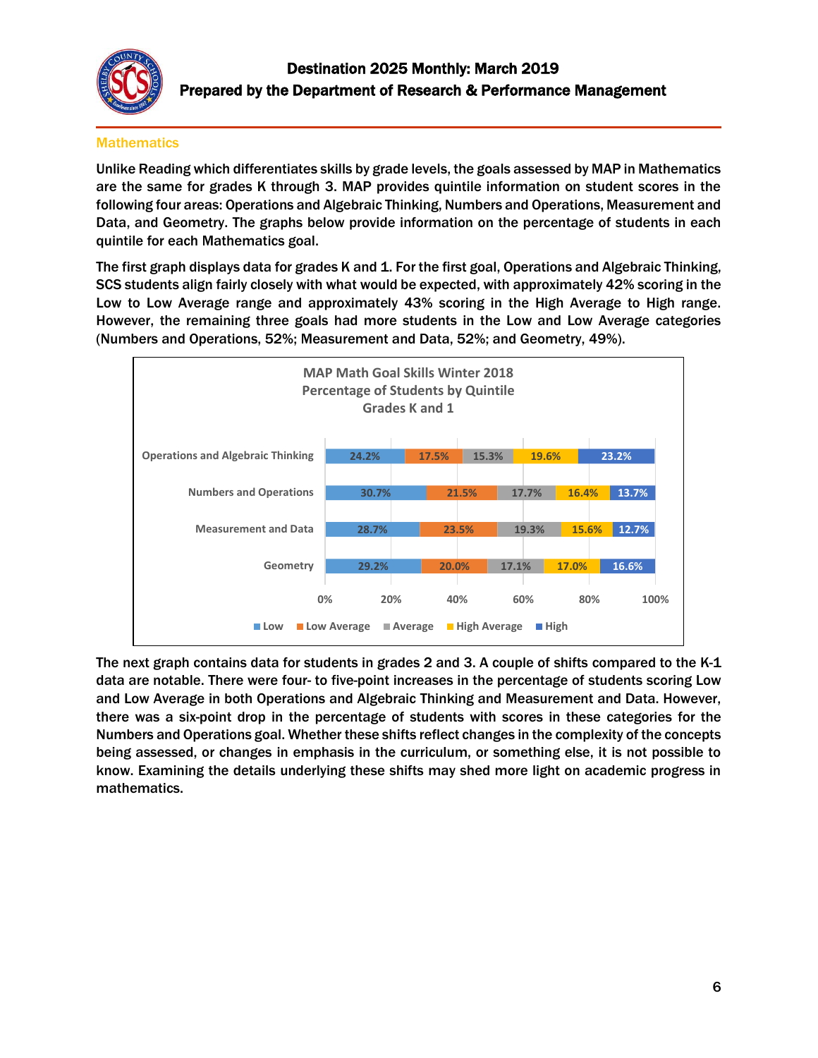## Mathematics

Unlike Reading which differentiates skills by grade levels, the goals assessed by MAP in Mathematics are the same for grades K through 3. MAP provides quintile information on student scores in the following four areas: Operations and Algebraic Thinking, Numbers and Operations, Measurement and Data, and Geometry. The graphs below provide information on the percentage of students in each quintile for each Mathematics goal.

The first graph displays data for grades K and 1. For the first goal, Operations and Algebraic Thinking, SCS students align fairly closely with what would be expected, with approximately 42% scoring in the Low to Low Average range and approximately 43% scoring in the High Average to High range. However, the remaining three goals had more students in the Low and Low Average categories (Numbers and Operations, 52%; Measurement and Data, 52%; and Geometry, 49%).

**MAP Math Goal Skills Winter 2018**
**Percentage of Students by Quintile**
**Grades K and 1**

| Goal | Low | Low Average | Average | High Average | High |
|---|---|---|---|---|---|
| Operations and Algebraic Thinking | 24.2% | 17.5% | 15.3% | 19.6% | 23.2% |
| Numbers and Operations | 30.7% | 21.5% | 17.7% | 16.4% | 13.7% |
| Measurement and Data | 28.7% | 23.5% | 19.3% | 15.6% | 12.7% |
| Geometry | 29.2% | 20.0% | 17.1% | 17.0% | 16.6% |

The next graph contains data for students in grades 2 and 3. A couple of shifts compared to the K-1 data are notable. There were four- to five-point increases in the percentage of students scoring Low and Low Average in both Operations and Algebraic Thinking and Measurement and Data. However, there was a six-point drop in the percentage of students with scores in these categories for the Numbers and Operations goal. Whether these shifts reflect changes in the complexity of the concepts being assessed, or changes in emphasis in the curriculum, or something else, it is not possible to know. Examining the details underlying these shifts may shed more light on academic progress in mathematics.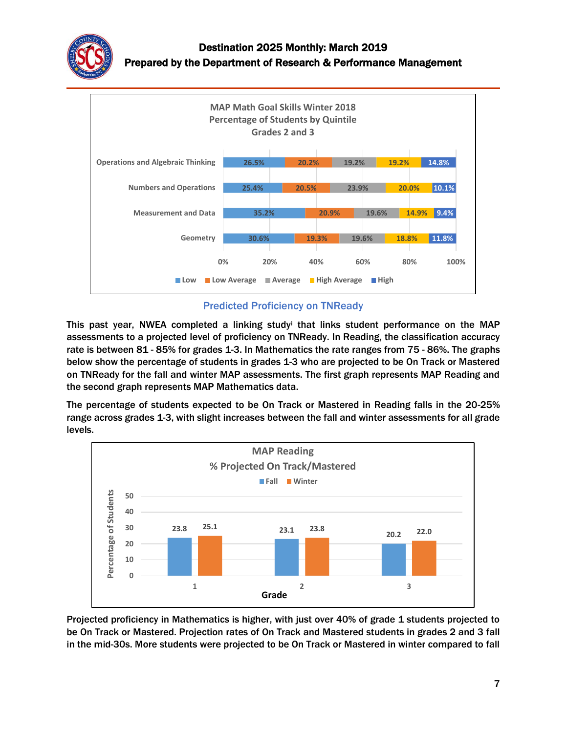**MAP Math Goal Skills Winter 2018**
**Percentage of Students by Quintile**
**Grades 2 and 3**

| Goal | Low | Low Average | Average | High Average | High |
|---|---|---|---|---|---|
| Operations and Algebraic Thinking | 26.5% | 20.2% | 19.2% | 19.2% | 14.8% |
| Numbers and Operations | 25.4% | 20.5% | 23.9% | 20.0% | 10.1% |
| Measurement and Data | 35.2% | 20.9% | 19.6% | 14.9% | 9.4% |
| Geometry | 30.6% | 19.3% | 19.6% | 18.8% | 11.8% |

## Predicted Proficiency on TNReady

This past year, NWEA completed a linking study[i] that links student performance on the MAP assessments to a projected level of proficiency on TNReady. In Reading, the classification accuracy rate is between 81 - 85% for grades 1-3. In Mathematics the rate ranges from 75 - 86%. The graphs below show the percentage of students in grades 1-3 who are projected to be On Track or Mastered on TNReady for the fall and winter MAP assessments. The first graph represents MAP Reading and the second graph represents MAP Mathematics data.

The percentage of students expected to be On Track or Mastered in Reading falls in the 20-25% range across grades 1-3, with slight increases between the fall and winter assessments for all grade levels.

**MAP Reading**
**% Projected On Track/Mastered**

| Grade | Fall | Winter |
|---|---|---|
| 1 | 23.8 | 25.1 |
| 2 | 23.1 | 23.8 |
| 3 | 20.2 | 22.0 |

Projected proficiency in Mathematics is higher, with just over 40% of grade 1 students projected to be On Track or Mastered. Projection rates of On Track and Mastered students in grades 2 and 3 fall in the mid-30s. More students were projected to be On Track or Mastered in winter compared to fall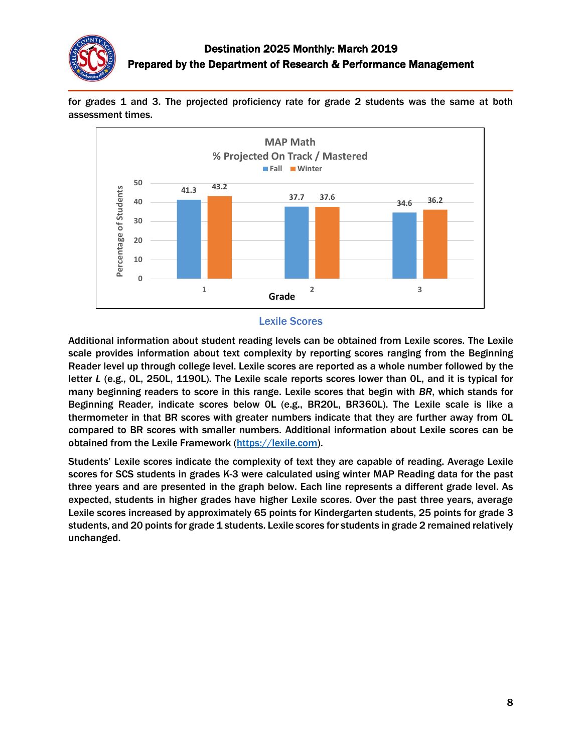for grades 1 and 3. The projected proficiency rate for grade 2 students was the same at both assessment times.

MAP Math
% Projected On Track / Mastered

| Grade | Fall | Winter |
|---|---|---|
| 1 | 41.3 | 43.2 |
| 2 | 37.7 | 37.6 |
| 3 | 34.6 | 36.2 |

## Lexile Scores

Additional information about student reading levels can be obtained from Lexile scores. The Lexile scale provides information about text complexity by reporting scores ranging from the Beginning Reader level up through college level. Lexile scores are reported as a whole number followed by the letter *L* (e.g., 0L, 250L, 1190L). The Lexile scale reports scores lower than 0L, and it is typical for many beginning readers to score in this range. Lexile scores that begin with *BR*, which stands for Beginning Reader, indicate scores below 0L (e.g., BR20L, BR360L). The Lexile scale is like a thermometer in that BR scores with greater numbers indicate that they are further away from 0L compared to BR scores with smaller numbers. Additional information about Lexile scores can be obtained from the Lexile Framework ([https://lexile.com](https://lexile.com)).

Students' Lexile scores indicate the complexity of text they are capable of reading. Average Lexile scores for SCS students in grades K-3 were calculated using winter MAP Reading data for the past three years and are presented in the graph below. Each line represents a different grade level. As expected, students in higher grades have higher Lexile scores. Over the past three years, average Lexile scores increased by approximately 65 points for Kindergarten students, 25 points for grade 3 students, and 20 points for grade 1 students. Lexile scores for students in grade 2 remained relatively unchanged.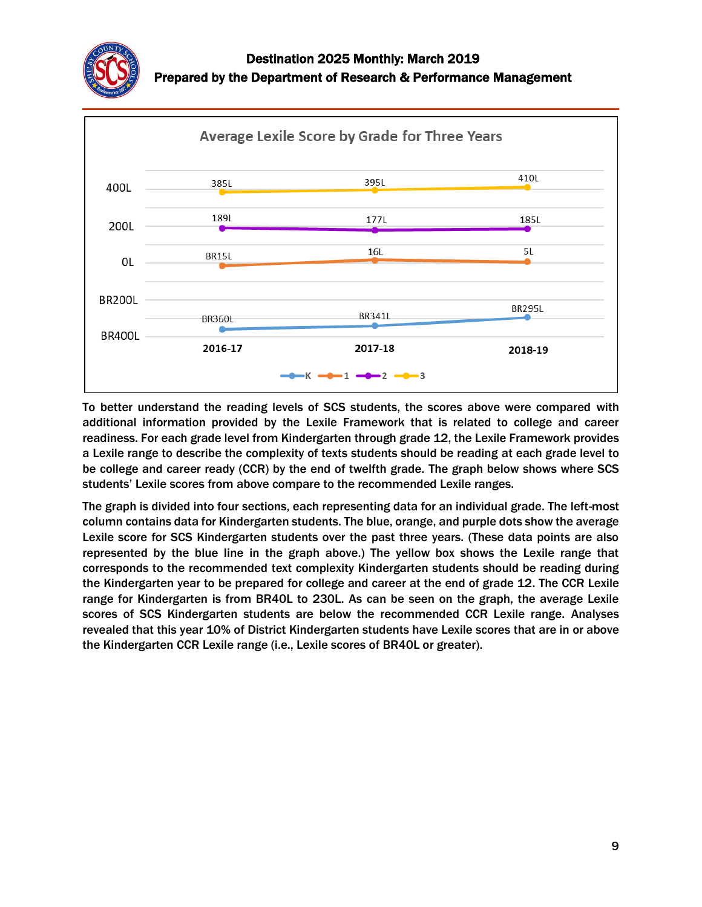Average Lexile Score by Grade for Three Years

| Grade | 2016-17 | 2017-18 | 2018-19 |
|---|---|---|---|
| K | BR360L | BR341L | BR295L |
| 1 | BR15L | 16L | 5L |
| 2 | 189L | 177L | 185L |
| 3 | 385L | 395L | 410L |

To better understand the reading levels of SCS students, the scores above were compared with additional information provided by the Lexile Framework that is related to college and career readiness. For each grade level from Kindergarten through grade 12, the Lexile Framework provides a Lexile range to describe the complexity of texts students should be reading at each grade level to be college and career ready (CCR) by the end of twelfth grade. The graph below shows where SCS students' Lexile scores from above compare to the recommended Lexile ranges.

The graph is divided into four sections, each representing data for an individual grade. The left-most column contains data for Kindergarten students. The blue, orange, and purple dots show the average Lexile score for SCS Kindergarten students over the past three years. (These data points are also represented by the blue line in the graph above.) The yellow box shows the Lexile range that corresponds to the recommended text complexity Kindergarten students should be reading during the Kindergarten year to be prepared for college and career at the end of grade 12. The CCR Lexile range for Kindergarten is from BR40L to 230L. As can be seen on the graph, the average Lexile scores of SCS Kindergarten students are below the recommended CCR Lexile range. Analyses revealed that this year 10% of District Kindergarten students have Lexile scores that are in or above the Kindergarten CCR Lexile range (i.e., Lexile scores of BR40L or greater).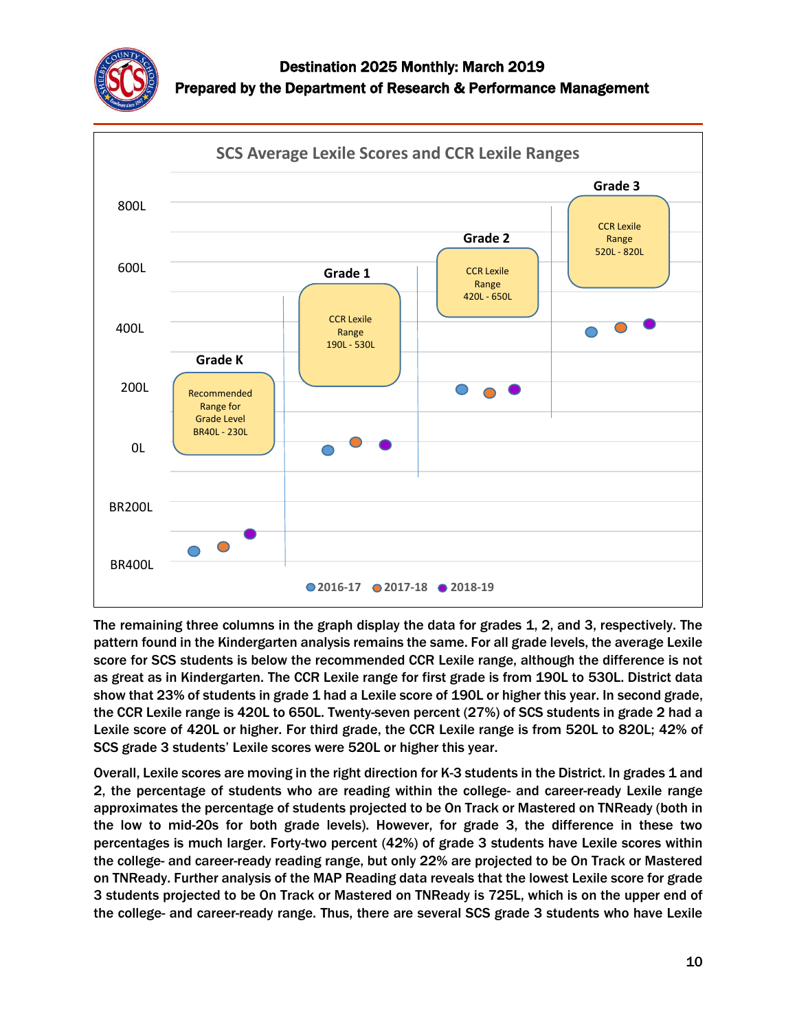The remaining three columns in the graph display the data for grades 1, 2, and 3, respectively. The pattern found in the Kindergarten analysis remains the same. For all grade levels, the average Lexile score for SCS students is below the recommended CCR Lexile range, although the difference is not as great as in Kindergarten. The CCR Lexile range for first grade is from 190L to 530L. District data show that 23% of students in grade 1 had a Lexile score of 190L or higher this year. In second grade, the CCR Lexile range is 420L to 650L. Twenty-seven percent (27%) of SCS students in grade 2 had a Lexile score of 420L or higher. For third grade, the CCR Lexile range is from 520L to 820L; 42% of SCS grade 3 students' Lexile scores were 520L or higher this year.

Overall, Lexile scores are moving in the right direction for K-3 students in the District. In grades 1 and 2, the percentage of students who are reading within the college- and career-ready Lexile range approximates the percentage of students projected to be On Track or Mastered on TNReady (both in the low to mid-20s for both grade levels). However, for grade 3, the difference in these two percentages is much larger. Forty-two percent (42%) of grade 3 students have Lexile scores within the college- and career-ready reading range, but only 22% are projected to be On Track or Mastered on TNReady. Further analysis of the MAP Reading data reveals that the lowest Lexile score for grade 3 students projected to be On Track or Mastered on TNReady is 725L, which is on the upper end of the college- and career-ready range. Thus, there are several SCS grade 3 students who have Lexile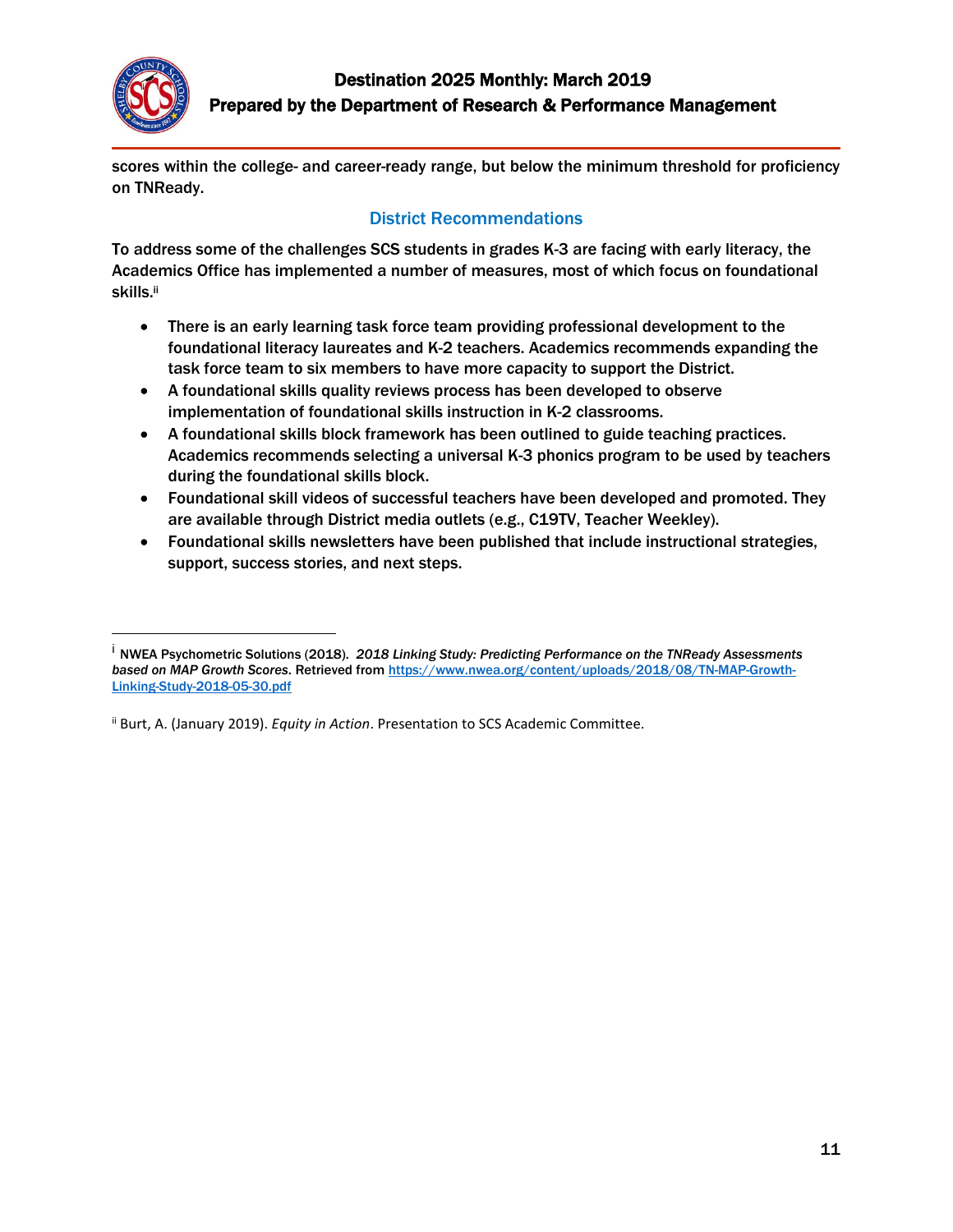scores within the college- and career-ready range, but below the minimum threshold for proficiency on TNReady.

## District Recommendations

To address some of the challenges SCS students in grades K-3 are facing with early literacy, the Academics Office has implemented a number of measures, most of which focus on foundational skills.[ii]

- There is an early learning task force team providing professional development to the foundational literacy laureates and K-2 teachers. Academics recommends expanding the task force team to six members to have more capacity to support the District.
- A foundational skills quality reviews process has been developed to observe implementation of foundational skills instruction in K-2 classrooms.
- A foundational skills block framework has been outlined to guide teaching practices. Academics recommends selecting a universal K-3 phonics program to be used by teachers during the foundational skills block.
- Foundational skill videos of successful teachers have been developed and promoted. They are available through District media outlets (e.g., C19TV, Teacher Weekley).
- Foundational skills newsletters have been published that include instructional strategies, support, success stories, and next steps.

---

[i] NWEA Psychometric Solutions (2018). *2018 Linking Study: Predicting Performance on the TNReady Assessments based on MAP Growth Scores.* Retrieved from https://www.nwea.org/content/uploads/2018/08/TN-MAP-Growth-Linking-Study-2018-05-30.pdf

[ii] Burt, A. (January 2019). *Equity in Action*. Presentation to SCS Academic Committee.